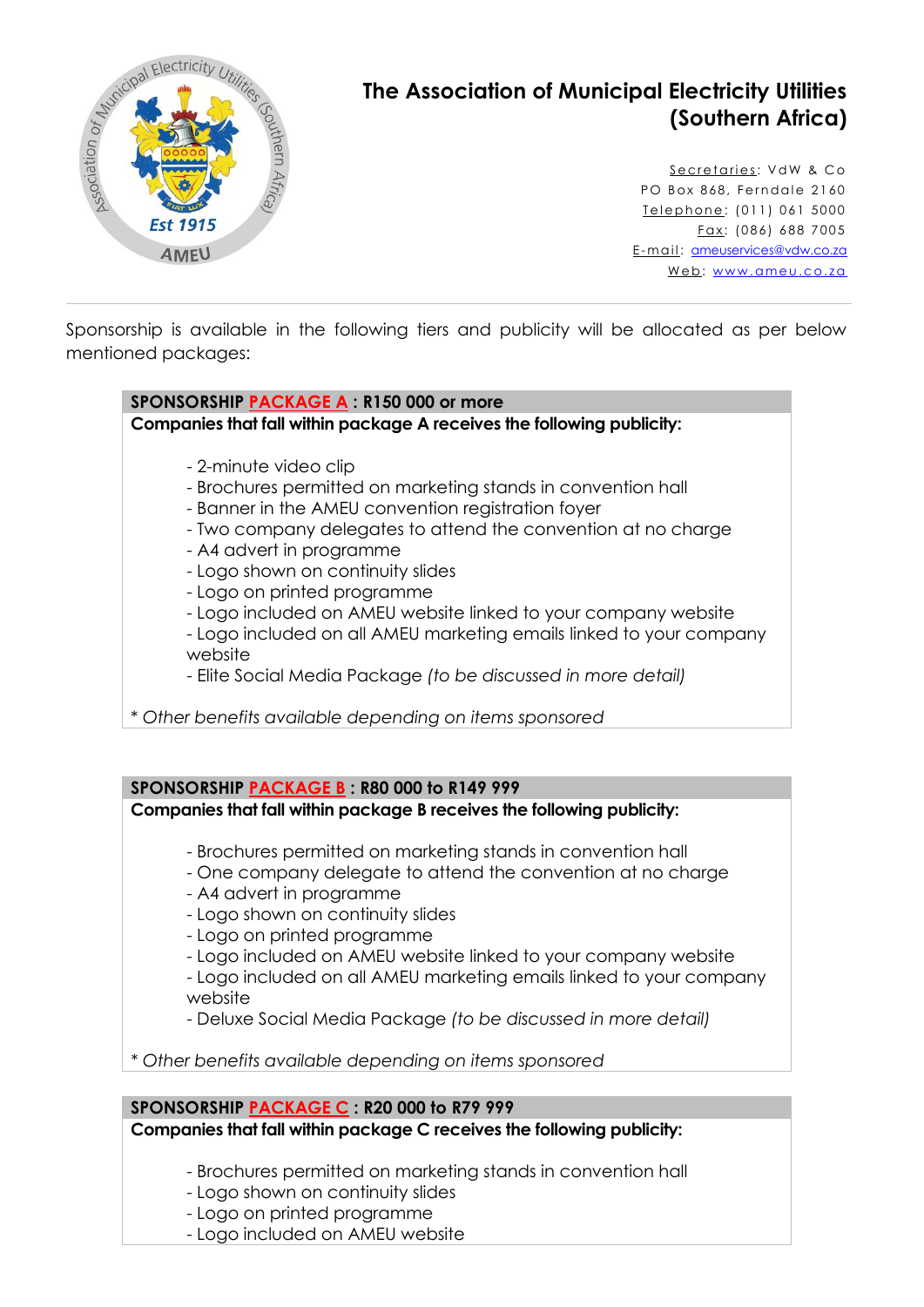# The Association of Municipal Electricity Utilities (Southern Africa)

Secretaries: VdW & Co
PO Box 868, Ferndale 2160
Telephone: (011) 061 5000
Fax: (086) 688 7005
E-mail: ameuservices@vdw.co.za
Web: www.ameu.co.za

---

Sponsorship is available in the following tiers and publicity will be allocated as per below mentioned packages:

**SPONSORSHIP PACKAGE A : R150 000 or more**

**Companies that fall within package A receives the following publicity:**

- 2-minute video clip
- Brochures permitted on marketing stands in convention hall
- Banner in the AMEU convention registration foyer
- Two company delegates to attend the convention at no charge
- A4 advert in programme
- Logo shown on continuity slides
- Logo on printed programme
- Logo included on AMEU website linked to your company website
- Logo included on all AMEU marketing emails linked to your company website
- Elite Social Media Package *(to be discussed in more detail)*

*\* Other benefits available depending on items sponsored*

**SPONSORSHIP PACKAGE B : R80 000 to R149 999**

**Companies that fall within package B receives the following publicity:**

- Brochures permitted on marketing stands in convention hall
- One company delegate to attend the convention at no charge
- A4 advert in programme
- Logo shown on continuity slides
- Logo on printed programme
- Logo included on AMEU website linked to your company website
- Logo included on all AMEU marketing emails linked to your company website
- Deluxe Social Media Package *(to be discussed in more detail)*

*\* Other benefits available depending on items sponsored*

**SPONSORSHIP PACKAGE C : R20 000 to R79 999**

**Companies that fall within package C receives the following publicity:**

- Brochures permitted on marketing stands in convention hall
- Logo shown on continuity slides
- Logo on printed programme
- Logo included on AMEU website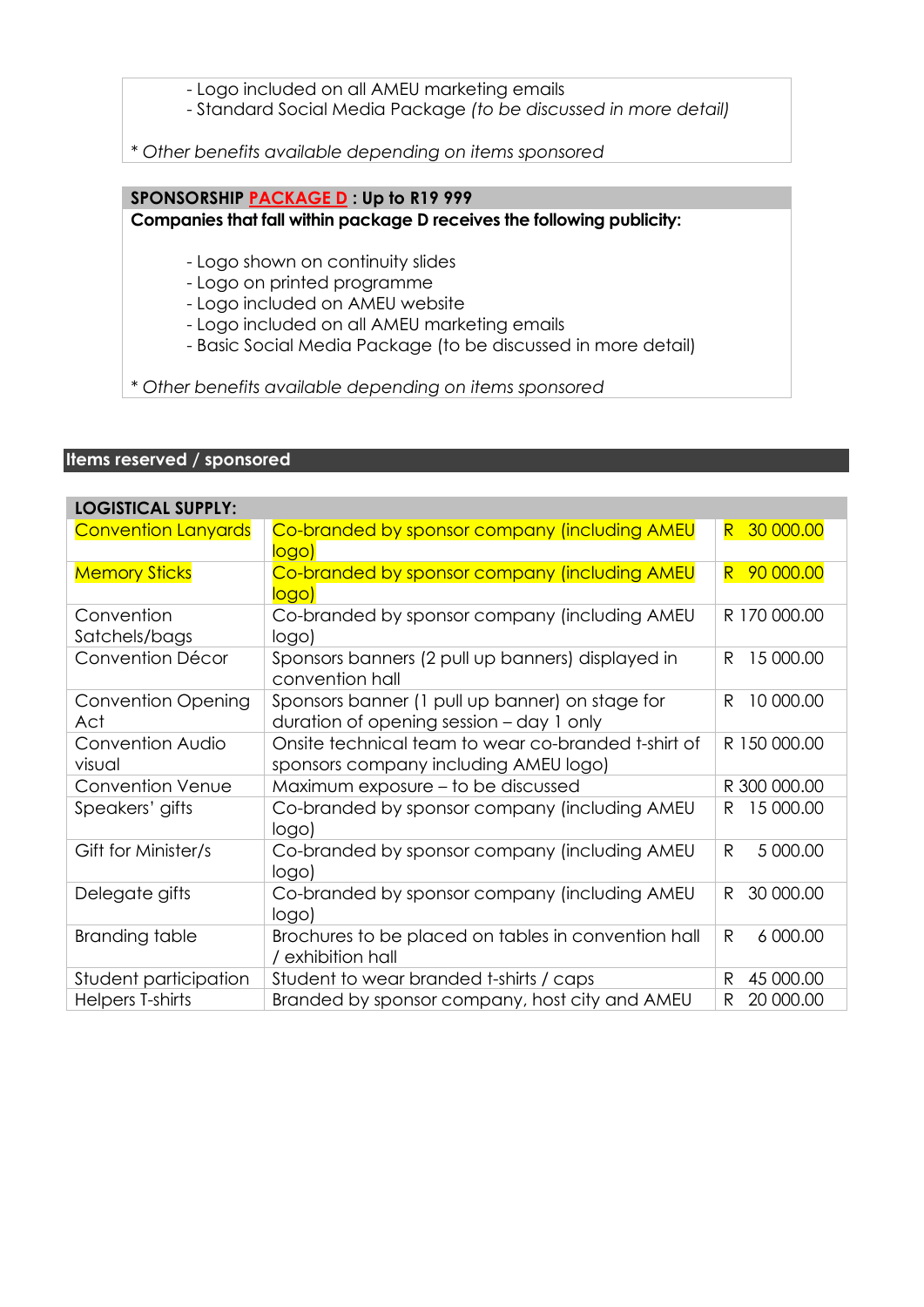- Logo included on all AMEU marketing emails
- Standard Social Media Package *(to be discussed in more detail)*

*\* Other benefits available depending on items sponsored*

**SPONSORSHIP PACKAGE D : Up to R19 999**

**Companies that fall within package D receives the following publicity:**

- Logo shown on continuity slides
- Logo on printed programme
- Logo included on AMEU website
- Logo included on all AMEU marketing emails
- Basic Social Media Package (to be discussed in more detail)

*\* Other benefits available depending on items sponsored*

## Items reserved / sponsored

| LOGISTICAL SUPPLY: | | |
|---|---|---|
| Convention Lanyards | Co-branded by sponsor company (including AMEU logo) | R 30 000.00 |
| Memory Sticks | Co-branded by sponsor company (including AMEU logo) | R 90 000.00 |
| Convention Satchels/bags | Co-branded by sponsor company (including AMEU logo) | R 170 000.00 |
| Convention Décor | Sponsors banners (2 pull up banners) displayed in convention hall | R 15 000.00 |
| Convention Opening Act | Sponsors banner (1 pull up banner) on stage for duration of opening session – day 1 only | R 10 000.00 |
| Convention Audio visual | Onsite technical team to wear co-branded t-shirt of sponsors company including AMEU logo) | R 150 000.00 |
| Convention Venue | Maximum exposure – to be discussed | R 300 000.00 |
| Speakers' gifts | Co-branded by sponsor company (including AMEU logo) | R 15 000.00 |
| Gift for Minister/s | Co-branded by sponsor company (including AMEU logo) | R 5 000.00 |
| Delegate gifts | Co-branded by sponsor company (including AMEU logo) | R 30 000.00 |
| Branding table | Brochures to be placed on tables in convention hall / exhibition hall | R 6 000.00 |
| Student participation | Student to wear branded t-shirts / caps | R 45 000.00 |
| Helpers T-shirts | Branded by sponsor company, host city and AMEU | R 20 000.00 |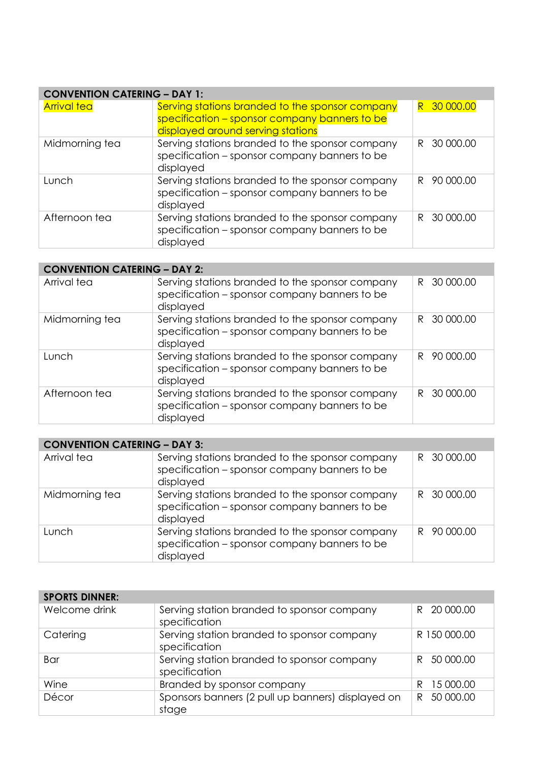| CONVENTION CATERING – DAY 1: | | |
|---|---|---|
| Arrival tea | Serving stations branded to the sponsor company specification – sponsor company banners to be displayed around serving stations | R 30 000.00 |
| Midmorning tea | Serving stations branded to the sponsor company specification – sponsor company banners to be displayed | R 30 000.00 |
| Lunch | Serving stations branded to the sponsor company specification – sponsor company banners to be displayed | R 90 000.00 |
| Afternoon tea | Serving stations branded to the sponsor company specification – sponsor company banners to be displayed | R 30 000.00 |

| CONVENTION CATERING – DAY 2: | | |
|---|---|---|
| Arrival tea | Serving stations branded to the sponsor company specification – sponsor company banners to be displayed | R 30 000.00 |
| Midmorning tea | Serving stations branded to the sponsor company specification – sponsor company banners to be displayed | R 30 000.00 |
| Lunch | Serving stations branded to the sponsor company specification – sponsor company banners to be displayed | R 90 000.00 |
| Afternoon tea | Serving stations branded to the sponsor company specification – sponsor company banners to be displayed | R 30 000.00 |

| CONVENTION CATERING – DAY 3: | | |
|---|---|---|
| Arrival tea | Serving stations branded to the sponsor company specification – sponsor company banners to be displayed | R 30 000.00 |
| Midmorning tea | Serving stations branded to the sponsor company specification – sponsor company banners to be displayed | R 30 000.00 |
| Lunch | Serving stations branded to the sponsor company specification – sponsor company banners to be displayed | R 90 000.00 |

| SPORTS DINNER: | | |
|---|---|---|
| Welcome drink | Serving station branded to sponsor company specification | R 20 000.00 |
| Catering | Serving station branded to sponsor company specification | R 150 000.00 |
| Bar | Serving station branded to sponsor company specification | R 50 000.00 |
| Wine | Branded by sponsor company | R 15 000.00 |
| Décor | Sponsors banners (2 pull up banners) displayed on stage | R 50 000.00 |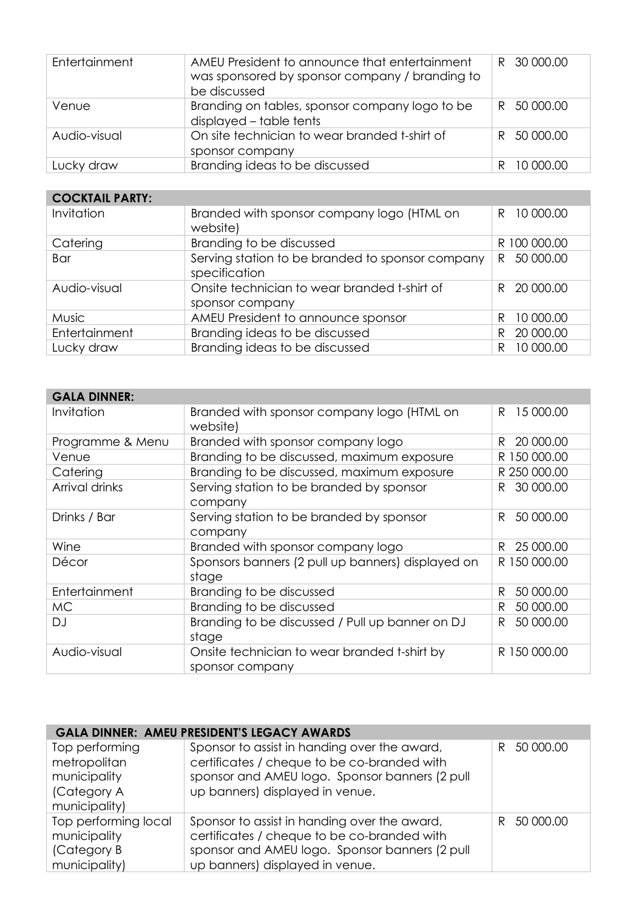| | | |
|---|---|---|
| Entertainment | AMEU President to announce that entertainment was sponsored by sponsor company / branding to be discussed | R 30 000.00 |
| Venue | Branding on tables, sponsor company logo to be displayed – table tents | R 50 000.00 |
| Audio-visual | On site technician to wear branded t-shirt of sponsor company | R 50 000.00 |
| Lucky draw | Branding ideas to be discussed | R 10 000.00 |

| **COCKTAIL PARTY:** | | |
|---|---|---|
| Invitation | Branded with sponsor company logo (HTML on website) | R 10 000.00 |
| Catering | Branding to be discussed | R 100 000.00 |
| Bar | Serving station to be branded to sponsor company specification | R 50 000.00 |
| Audio-visual | Onsite technician to wear branded t-shirt of sponsor company | R 20 000.00 |
| Music | AMEU President to announce sponsor | R 10 000.00 |
| Entertainment | Branding ideas to be discussed | R 20 000.00 |
| Lucky draw | Branding ideas to be discussed | R 10 000.00 |

| **GALA DINNER:** | | |
|---|---|---|
| Invitation | Branded with sponsor company logo (HTML on website) | R 15 000.00 |
| Programme & Menu | Branded with sponsor company logo | R 20 000.00 |
| Venue | Branding to be discussed, maximum exposure | R 150 000.00 |
| Catering | Branding to be discussed, maximum exposure | R 250 000.00 |
| Arrival drinks | Serving station to be branded by sponsor company | R 30 000.00 |
| Drinks / Bar | Serving station to be branded by sponsor company | R 50 000.00 |
| Wine | Branded with sponsor company logo | R 25 000.00 |
| Décor | Sponsors banners (2 pull up banners) displayed on stage | R 150 000.00 |
| Entertainment | Branding to be discussed | R 50 000.00 |
| MC | Branding to be discussed | R 50 000.00 |
| DJ | Branding to be discussed / Pull up banner on DJ stage | R 50 000.00 |
| Audio-visual | Onsite technician to wear branded t-shirt by sponsor company | R 150 000.00 |

| **GALA DINNER: AMEU PRESIDENT'S LEGACY AWARDS** | | |
|---|---|---|
| Top performing metropolitan municipality (Category A municipality) | Sponsor to assist in handing over the award, certificates / cheque to be co-branded with sponsor and AMEU logo. Sponsor banners (2 pull up banners) displayed in venue. | R 50 000.00 |
| Top performing local municipality (Category B municipality) | Sponsor to assist in handing over the award, certificates / cheque to be co-branded with sponsor and AMEU logo. Sponsor banners (2 pull up banners) displayed in venue. | R 50 000.00 |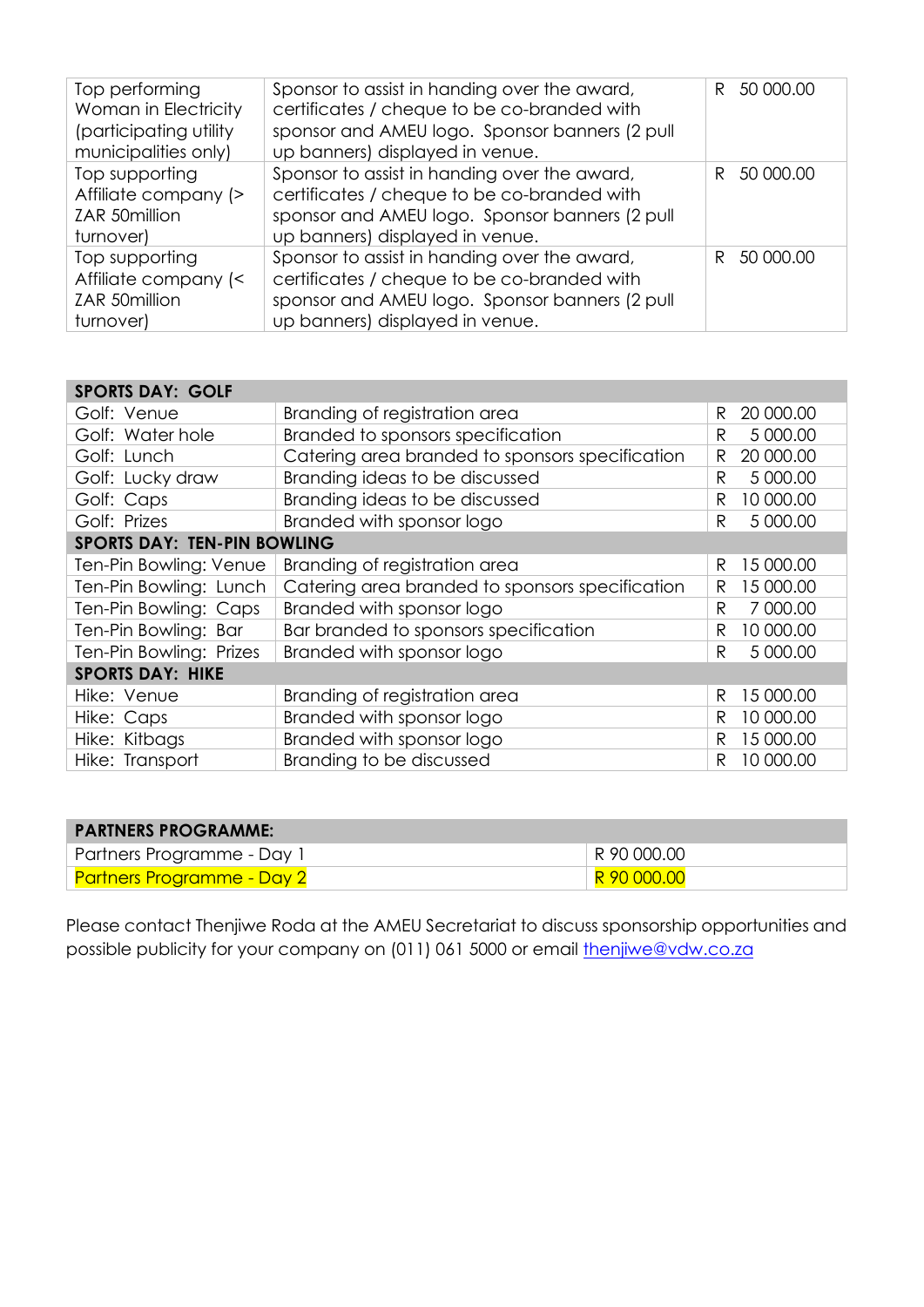| | | |
|---|---|---|
| Top performing Woman in Electricity (participating utility municipalities only) | Sponsor to assist in handing over the award, certificates / cheque to be co-branded with sponsor and AMEU logo. Sponsor banners (2 pull up banners) displayed in venue. | R 50 000.00 |
| Top supporting Affiliate company (> ZAR 50million turnover) | Sponsor to assist in handing over the award, certificates / cheque to be co-branded with sponsor and AMEU logo. Sponsor banners (2 pull up banners) displayed in venue. | R 50 000.00 |
| Top supporting Affiliate company (< ZAR 50million turnover) | Sponsor to assist in handing over the award, certificates / cheque to be co-branded with sponsor and AMEU logo. Sponsor banners (2 pull up banners) displayed in venue. | R 50 000.00 |

| **SPORTS DAY: GOLF** | | |
|---|---|---|
| Golf: Venue | Branding of registration area | R 20 000.00 |
| Golf: Water hole | Branded to sponsors specification | R 5 000.00 |
| Golf: Lunch | Catering area branded to sponsors specification | R 20 000.00 |
| Golf: Lucky draw | Branding ideas to be discussed | R 5 000.00 |
| Golf: Caps | Branding ideas to be discussed | R 10 000.00 |
| Golf: Prizes | Branded with sponsor logo | R 5 000.00 |
| **SPORTS DAY: TEN-PIN BOWLING** | | |
| Ten-Pin Bowling: Venue | Branding of registration area | R 15 000.00 |
| Ten-Pin Bowling: Lunch | Catering area branded to sponsors specification | R 15 000.00 |
| Ten-Pin Bowling: Caps | Branded with sponsor logo | R 7 000.00 |
| Ten-Pin Bowling: Bar | Bar branded to sponsors specification | R 10 000.00 |
| Ten-Pin Bowling: Prizes | Branded with sponsor logo | R 5 000.00 |
| **SPORTS DAY: HIKE** | | |
| Hike: Venue | Branding of registration area | R 15 000.00 |
| Hike: Caps | Branded with sponsor logo | R 10 000.00 |
| Hike: Kitbags | Branded with sponsor logo | R 15 000.00 |
| Hike: Transport | Branding to be discussed | R 10 000.00 |

| **PARTNERS PROGRAMME:** | |
|---|---|
| Partners Programme - Day 1 | R 90 000.00 |
| Partners Programme - Day 2 | R 90 000.00 |

Please contact Thenjiwe Roda at the AMEU Secretariat to discuss sponsorship opportunities and possible publicity for your company on (011) 061 5000 or email thenjiwe@vdw.co.za